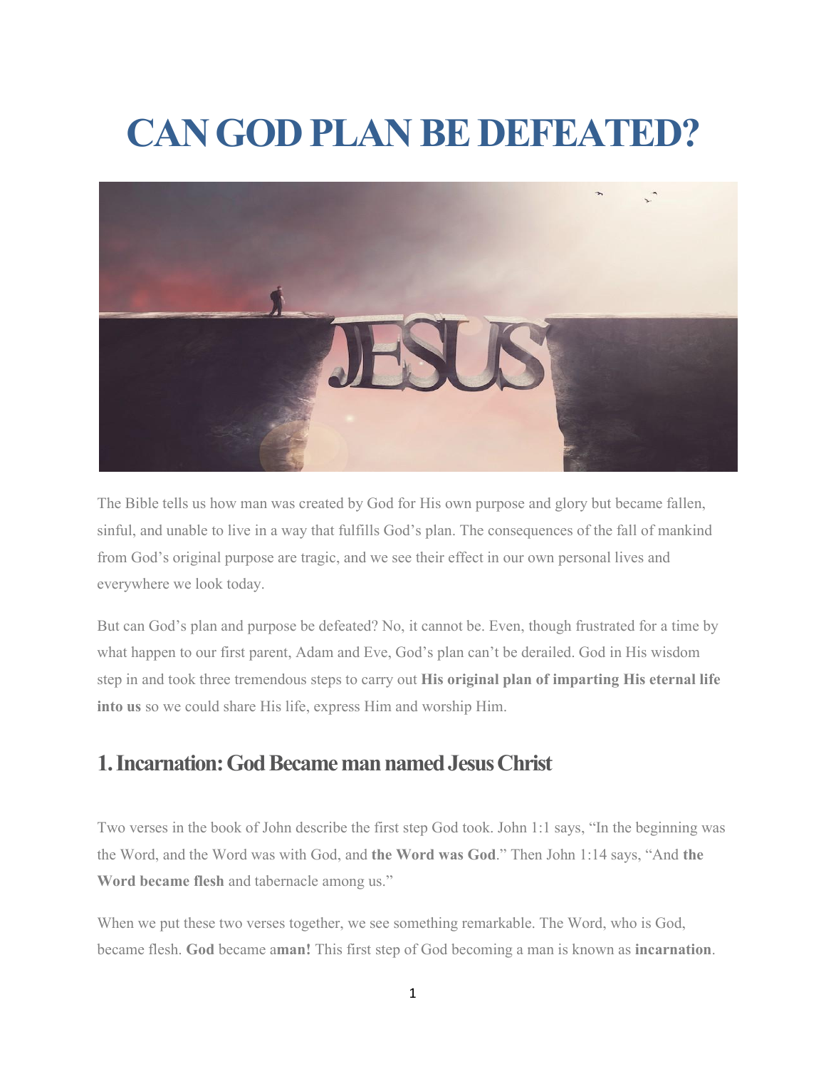# CAN GOD PLAN BE DEFEATED?

The Bible tells us how man was created by God for His own purpose and glory but became fallen, sinful, and unable to live in a way that fulfills God's plan. The consequences of the fall of mankind from God's original purpose are tragic, and we see their effect in our own personal lives and everywhere we look today.

But can God's plan and purpose be defeated? No, it cannot be. Even, though frustrated for a time by what happen to our first parent, Adam and Eve, God's plan can't be derailed. God in His wisdom step in and took three tremendous steps to carry out **His original plan of imparting His eternal life into us** so we could share His life, express Him and worship Him.

## 1. Incarnation: God Became man named Jesus Christ

Two verses in the book of John describe the first step God took. John 1:1 says, "In the beginning was the Word, and the Word was with God, and **the Word was God**." Then John 1:14 says, "And **the Word became flesh** and tabernacle among us."

When we put these two verses together, we see something remarkable. The Word, who is God, became flesh. **God** became a**man!** This first step of God becoming a man is known as **incarnation**.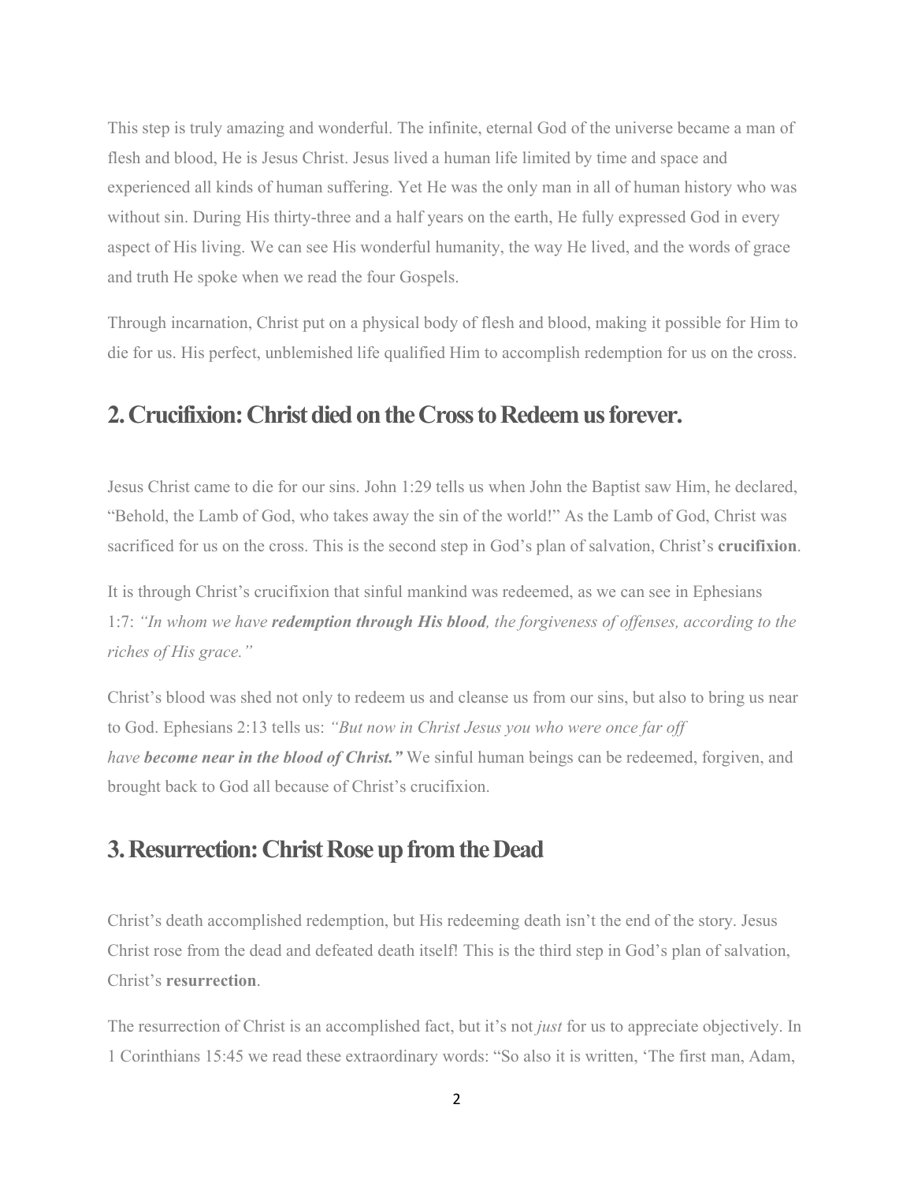This step is truly amazing and wonderful. The infinite, eternal God of the universe became a man of flesh and blood, He is Jesus Christ. Jesus lived a human life limited by time and space and experienced all kinds of human suffering. Yet He was the only man in all of human history who was without sin. During His thirty-three and a half years on the earth, He fully expressed God in every aspect of His living. We can see His wonderful humanity, the way He lived, and the words of grace and truth He spoke when we read the four Gospels.

Through incarnation, Christ put on a physical body of flesh and blood, making it possible for Him to die for us. His perfect, unblemished life qualified Him to accomplish redemption for us on the cross.

## 2. Crucifixion: Christ died on the Cross to Redeem us forever.

Jesus Christ came to die for our sins. John 1:29 tells us when John the Baptist saw Him, he declared, "Behold, the Lamb of God, who takes away the sin of the world!" As the Lamb of God, Christ was sacrificed for us on the cross. This is the second step in God's plan of salvation, Christ's **crucifixion**.

It is through Christ's crucifixion that sinful mankind was redeemed, as we can see in Ephesians 1:7: *"In whom we have **redemption through His blood**, the forgiveness of offenses, according to the riches of His grace."*

Christ's blood was shed not only to redeem us and cleanse us from our sins, but also to bring us near to God. Ephesians 2:13 tells us: *"But now in Christ Jesus you who were once far off have **become near in the blood of Christ."*** We sinful human beings can be redeemed, forgiven, and brought back to God all because of Christ's crucifixion.

## 3. Resurrection: Christ Rose up from the Dead

Christ's death accomplished redemption, but His redeeming death isn't the end of the story. Jesus Christ rose from the dead and defeated death itself! This is the third step in God's plan of salvation, Christ's **resurrection**.

The resurrection of Christ is an accomplished fact, but it's not *just* for us to appreciate objectively. In 1 Corinthians 15:45 we read these extraordinary words: "So also it is written, 'The first man, Adam,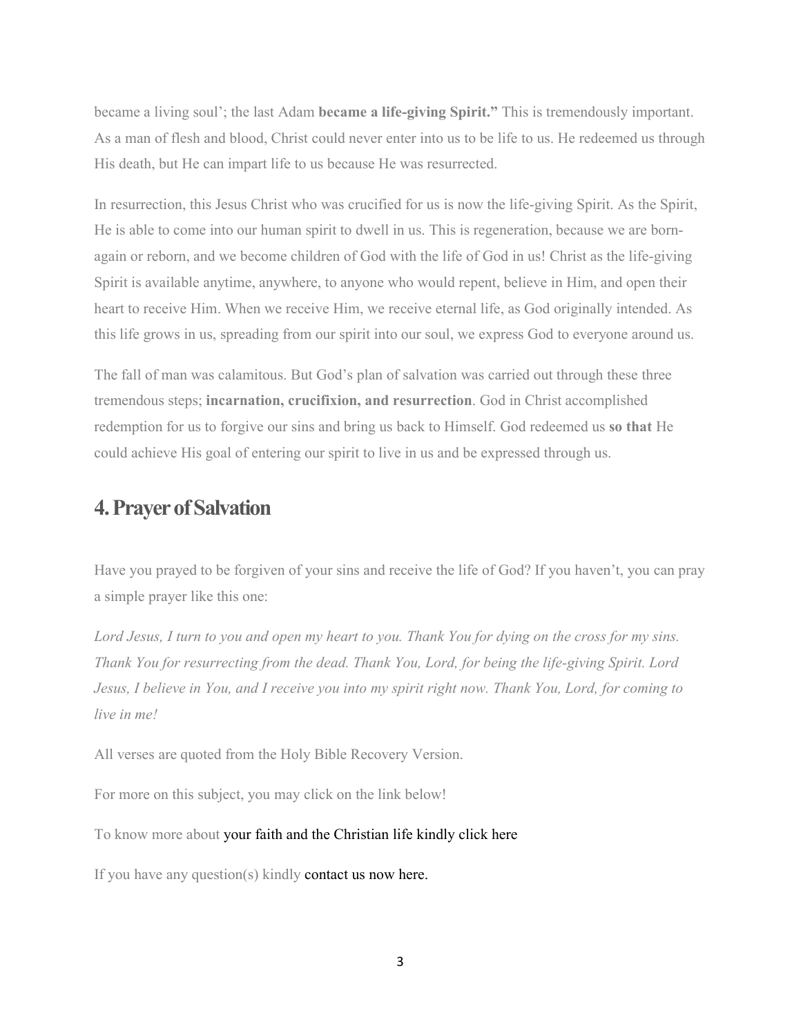became a living soul'; the last Adam **became a life-giving Spirit."** This is tremendously important. As a man of flesh and blood, Christ could never enter into us to be life to us. He redeemed us through His death, but He can impart life to us because He was resurrected.

In resurrection, this Jesus Christ who was crucified for us is now the life-giving Spirit. As the Spirit, He is able to come into our human spirit to dwell in us. This is regeneration, because we are born-again or reborn, and we become children of God with the life of God in us! Christ as the life-giving Spirit is available anytime, anywhere, to anyone who would repent, believe in Him, and open their heart to receive Him. When we receive Him, we receive eternal life, as God originally intended. As this life grows in us, spreading from our spirit into our soul, we express God to everyone around us.

The fall of man was calamitous. But God's plan of salvation was carried out through these three tremendous steps; **incarnation, crucifixion, and resurrection**. God in Christ accomplished redemption for us to forgive our sins and bring us back to Himself. God redeemed us **so that** He could achieve His goal of entering our spirit to live in us and be expressed through us.

## 4. Prayer of Salvation

Have you prayed to be forgiven of your sins and receive the life of God? If you haven't, you can pray a simple prayer like this one:

*Lord Jesus, I turn to you and open my heart to you. Thank You for dying on the cross for my sins. Thank You for resurrecting from the dead. Thank You, Lord, for being the life-giving Spirit. Lord Jesus, I believe in You, and I receive you into my spirit right now. Thank You, Lord, for coming to live in me!*

All verses are quoted from the Holy Bible Recovery Version.

For more on this subject, you may click on the link below!

To know more about your faith and the Christian life kindly click here

If you have any question(s) kindly contact us now here.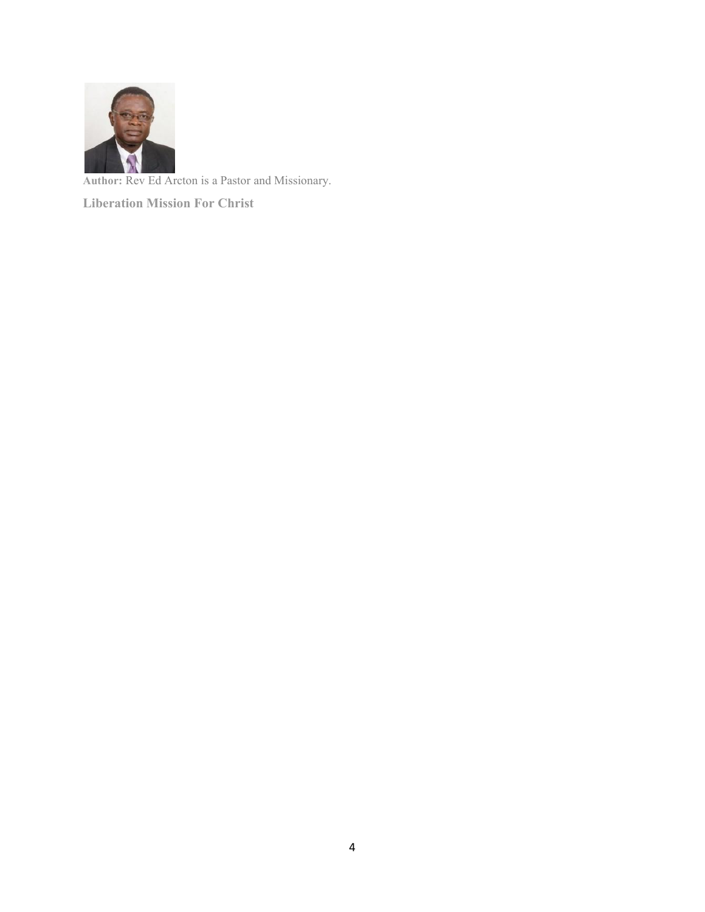**Author:** Rev Ed Arcton is a Pastor and Missionary.

**Liberation Mission For Christ**